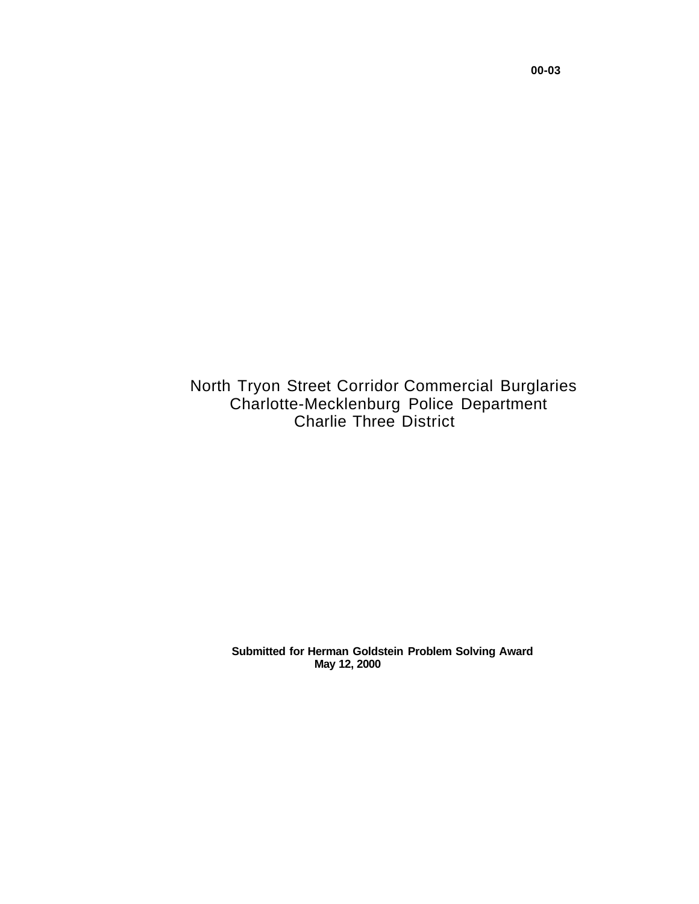**00-03**

# North Tryon Street Corridor Commercial Burglaries

## Charlotte-Mecklenburg Police Department

## Charlie Three District

**Submitted for Herman Goldstein Problem Solving Award**

**May 12, 2000**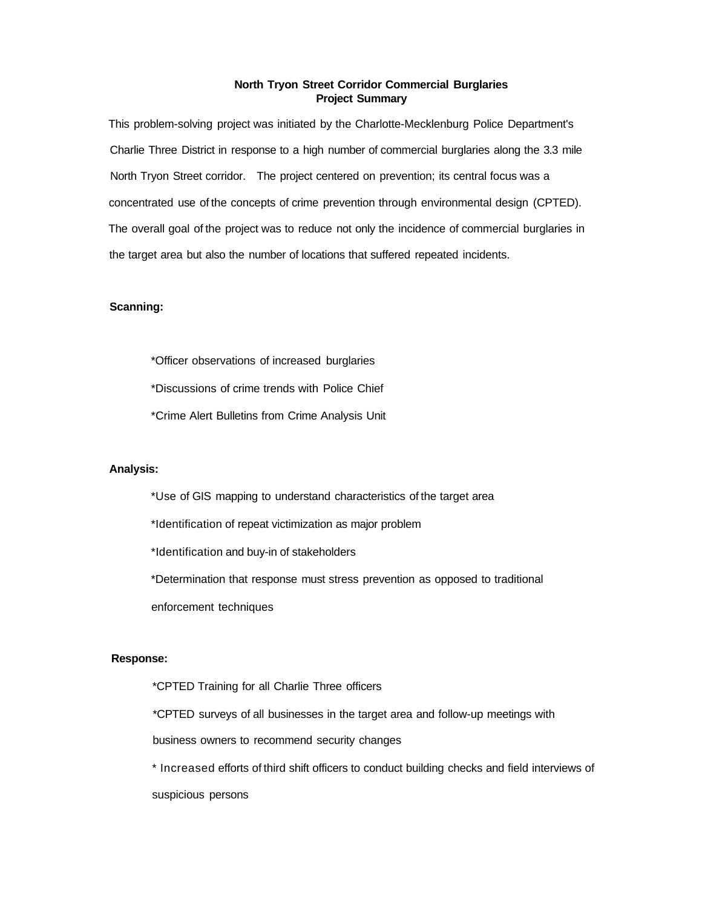# North Tryon Street Corridor Commercial Burglaries
## Project Summary

This problem-solving project was initiated by the Charlotte-Mecklenburg Police Department's Charlie Three District in response to a high number of commercial burglaries along the 3.3 mile North Tryon Street corridor. The project centered on prevention; its central focus was a concentrated use of the concepts of crime prevention through environmental design (CPTED). The overall goal of the project was to reduce not only the incidence of commercial burglaries in the target area but also the number of locations that suffered repeated incidents.

**Scanning:**

*Officer observations of increased burglaries

*Discussions of crime trends with Police Chief

*Crime Alert Bulletins from Crime Analysis Unit

**Analysis:**

*Use of GIS mapping to understand characteristics of the target area

*Identification of repeat victimization as major problem

*Identification and buy-in of stakeholders

*Determination that response must stress prevention as opposed to traditional enforcement techniques

**Response:**

*CPTED Training for all Charlie Three officers

*CPTED surveys of all businesses in the target area and follow-up meetings with business owners to recommend security changes

* Increased efforts of third shift officers to conduct building checks and field interviews of suspicious persons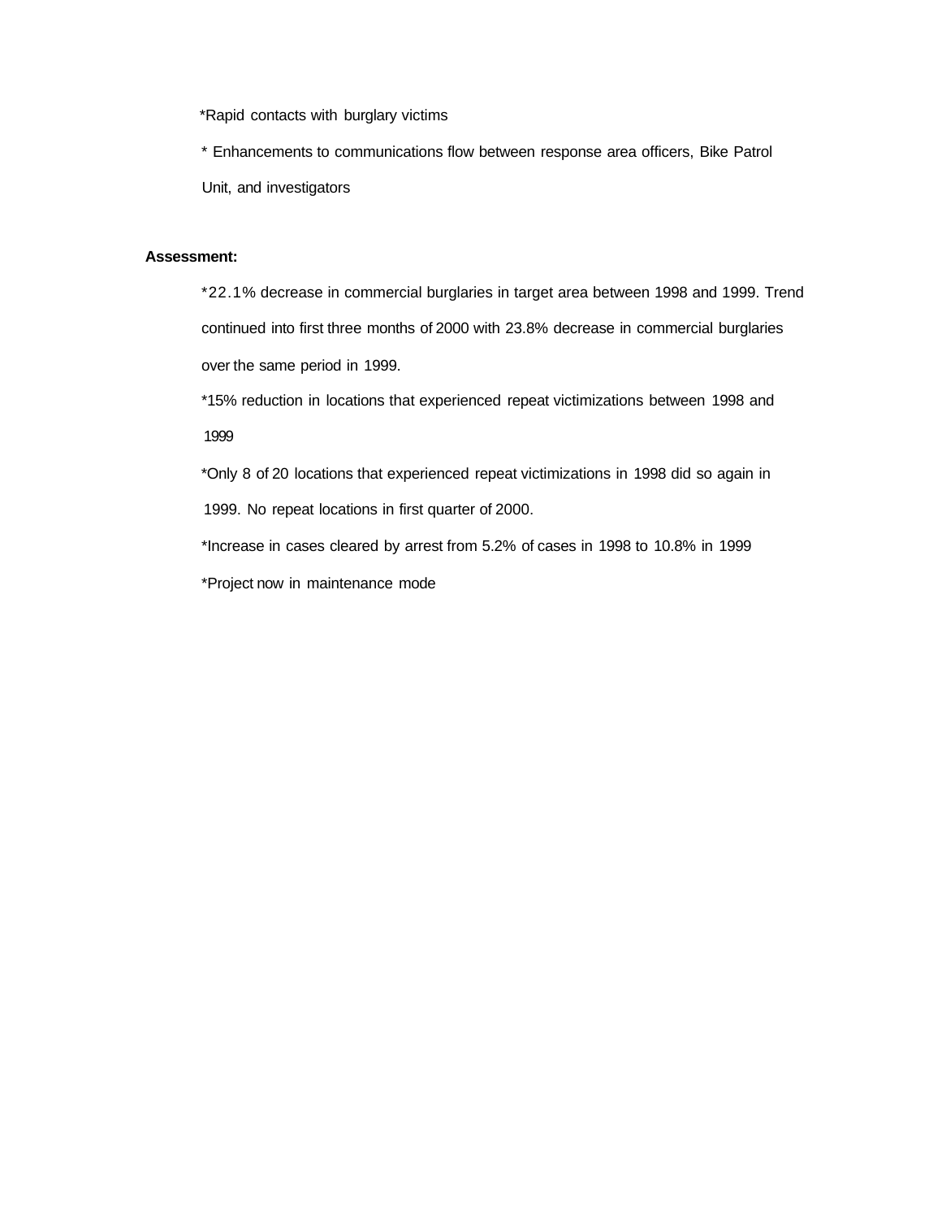*Rapid contacts with burglary victims

* Enhancements to communications flow between response area officers, Bike Patrol Unit, and investigators

**Assessment:**

*22.1% decrease in commercial burglaries in target area between 1998 and 1999. Trend continued into first three months of 2000 with 23.8% decrease in commercial burglaries over the same period in 1999.

*15% reduction in locations that experienced repeat victimizations between 1998 and 1999

*Only 8 of 20 locations that experienced repeat victimizations in 1998 did so again in 1999. No repeat locations in first quarter of 2000.

*Increase in cases cleared by arrest from 5.2% of cases in 1998 to 10.8% in 1999

*Project now in maintenance mode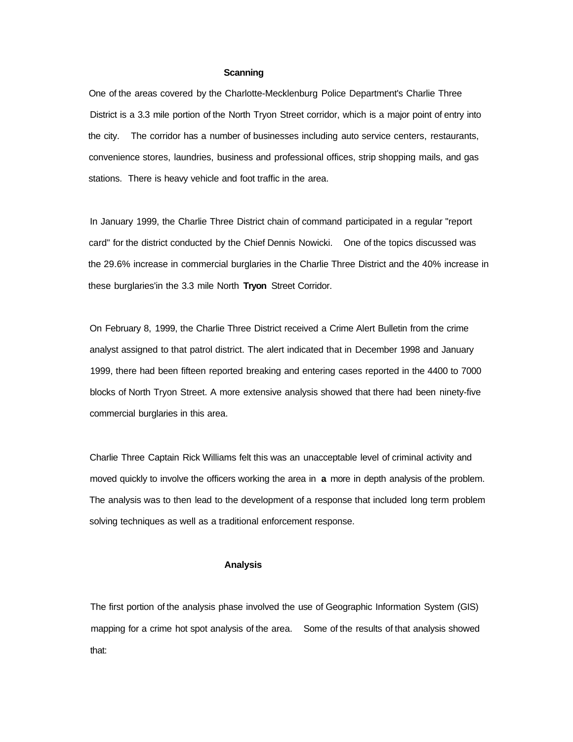## Scanning

One of the areas covered by the Charlotte-Mecklenburg Police Department's Charlie Three District is a 3.3 mile portion of the North Tryon Street corridor, which is a major point of entry into the city. The corridor has a number of businesses including auto service centers, restaurants, convenience stores, laundries, business and professional offices, strip shopping mails, and gas stations. There is heavy vehicle and foot traffic in the area.

In January 1999, the Charlie Three District chain of command participated in a regular "report card" for the district conducted by the Chief Dennis Nowicki. One of the topics discussed was the 29.6% increase in commercial burglaries in the Charlie Three District and the 40% increase in these burglaries'in the 3.3 mile North **Tryon** Street Corridor.

On February 8, 1999, the Charlie Three District received a Crime Alert Bulletin from the crime analyst assigned to that patrol district. The alert indicated that in December 1998 and January 1999, there had been fifteen reported breaking and entering cases reported in the 4400 to 7000 blocks of North Tryon Street. A more extensive analysis showed that there had been ninety-five commercial burglaries in this area.

Charlie Three Captain Rick Williams felt this was an unacceptable level of criminal activity and moved quickly to involve the officers working the area in **a** more in depth analysis of the problem. The analysis was to then lead to the development of a response that included long term problem solving techniques as well as a traditional enforcement response.

## Analysis

The first portion of the analysis phase involved the use of Geographic Information System (GIS) mapping for a crime hot spot analysis of the area. Some of the results of that analysis showed that: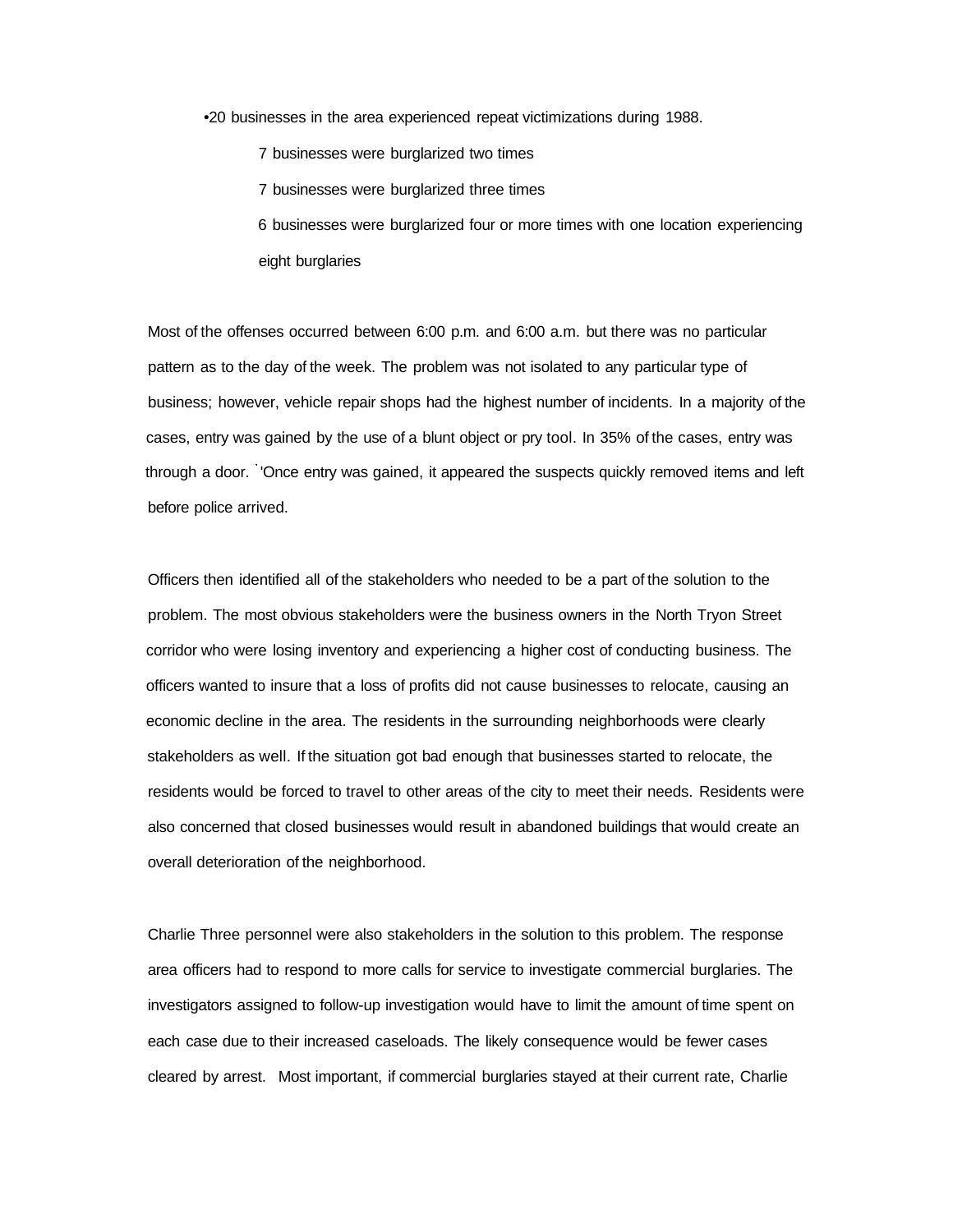- 20 businesses in the area experienced repeat victimizations during 1988.
  - 7 businesses were burglarized two times
  - 7 businesses were burglarized three times
  - 6 businesses were burglarized four or more times with one location experiencing eight burglaries

Most of the offenses occurred between 6:00 p.m. and 6:00 a.m. but there was no particular pattern as to the day of the week. The problem was not isolated to any particular type of business; however, vehicle repair shops had the highest number of incidents. In a majority of the cases, entry was gained by the use of a blunt object or pry tool. In 35% of the cases, entry was through a door. Once entry was gained, it appeared the suspects quickly removed items and left before police arrived.

Officers then identified all of the stakeholders who needed to be a part of the solution to the problem. The most obvious stakeholders were the business owners in the North Tryon Street corridor who were losing inventory and experiencing a higher cost of conducting business. The officers wanted to insure that a loss of profits did not cause businesses to relocate, causing an economic decline in the area. The residents in the surrounding neighborhoods were clearly stakeholders as well. If the situation got bad enough that businesses started to relocate, the residents would be forced to travel to other areas of the city to meet their needs. Residents were also concerned that closed businesses would result in abandoned buildings that would create an overall deterioration of the neighborhood.

Charlie Three personnel were also stakeholders in the solution to this problem. The response area officers had to respond to more calls for service to investigate commercial burglaries. The investigators assigned to follow-up investigation would have to limit the amount of time spent on each case due to their increased caseloads. The likely consequence would be fewer cases cleared by arrest. Most important, if commercial burglaries stayed at their current rate, Charlie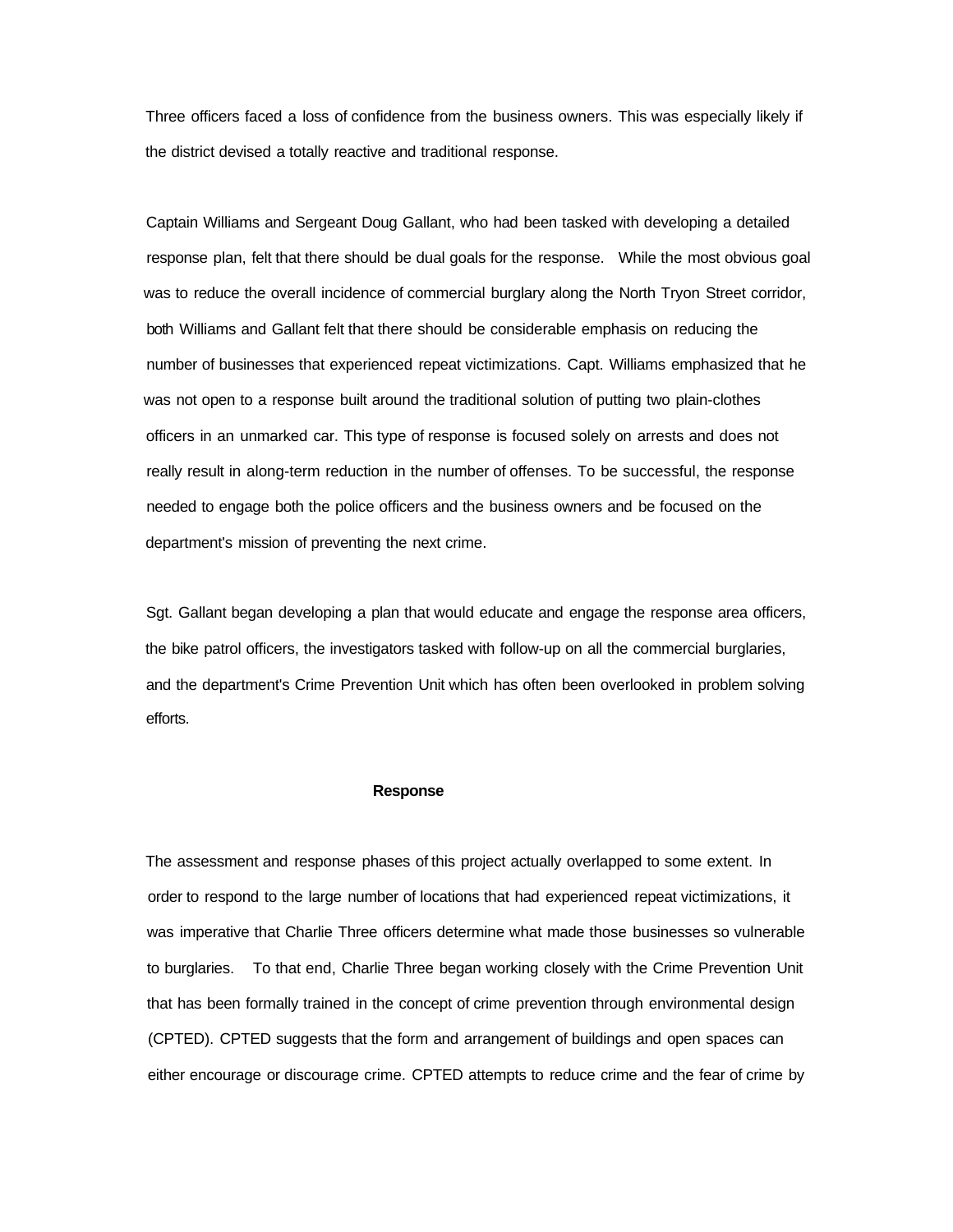Three officers faced a loss of confidence from the business owners. This was especially likely if the district devised a totally reactive and traditional response.

Captain Williams and Sergeant Doug Gallant, who had been tasked with developing a detailed response plan, felt that there should be dual goals for the response. While the most obvious goal was to reduce the overall incidence of commercial burglary along the North Tryon Street corridor, both Williams and Gallant felt that there should be considerable emphasis on reducing the number of businesses that experienced repeat victimizations. Capt. Williams emphasized that he was not open to a response built around the traditional solution of putting two plain-clothes officers in an unmarked car. This type of response is focused solely on arrests and does not really result in along-term reduction in the number of offenses. To be successful, the response needed to engage both the police officers and the business owners and be focused on the department's mission of preventing the next crime.

Sgt. Gallant began developing a plan that would educate and engage the response area officers, the bike patrol officers, the investigators tasked with follow-up on all the commercial burglaries, and the department's Crime Prevention Unit which has often been overlooked in problem solving efforts.

## Response

The assessment and response phases of this project actually overlapped to some extent. In order to respond to the large number of locations that had experienced repeat victimizations, it was imperative that Charlie Three officers determine what made those businesses so vulnerable to burglaries. To that end, Charlie Three began working closely with the Crime Prevention Unit that has been formally trained in the concept of crime prevention through environmental design (CPTED). CPTED suggests that the form and arrangement of buildings and open spaces can either encourage or discourage crime. CPTED attempts to reduce crime and the fear of crime by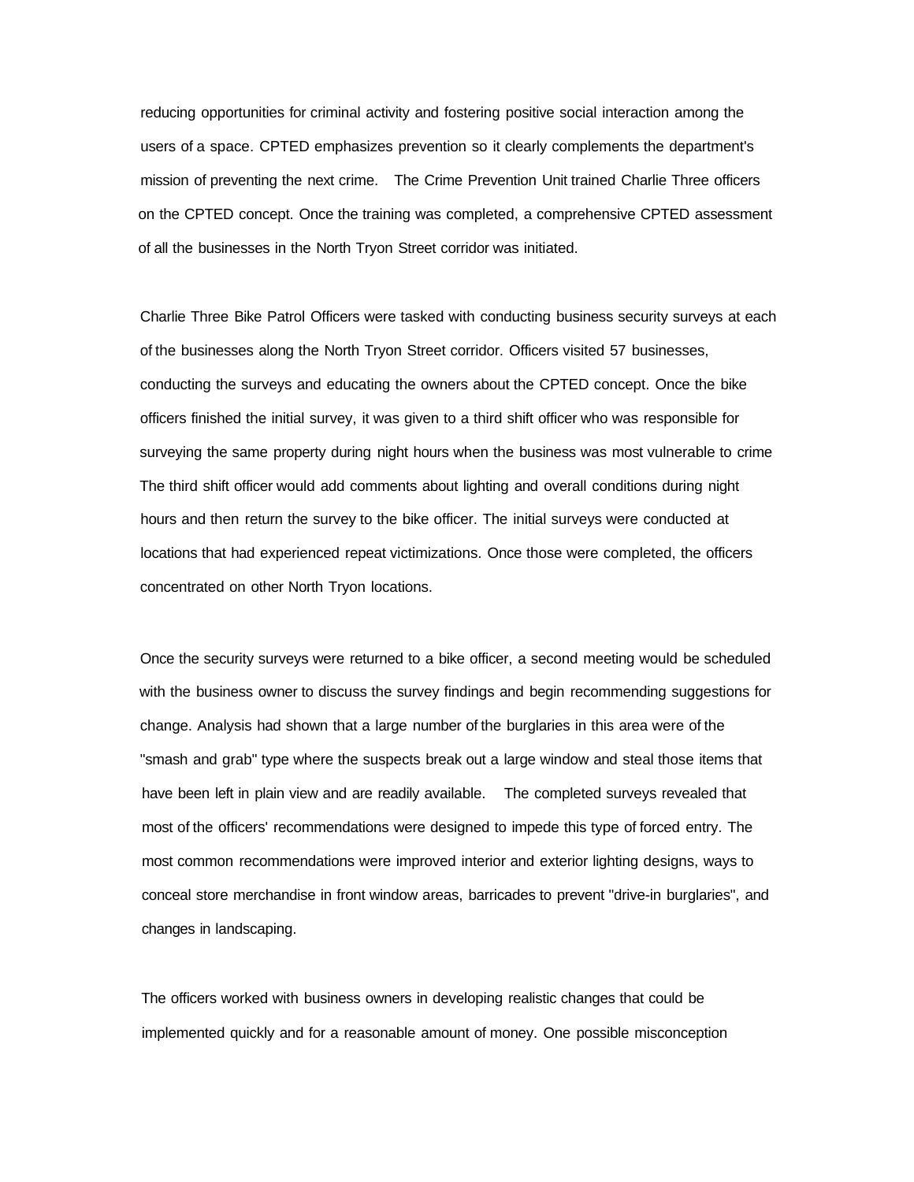reducing opportunities for criminal activity and fostering positive social interaction among the users of a space. CPTED emphasizes prevention so it clearly complements the department's mission of preventing the next crime. The Crime Prevention Unit trained Charlie Three officers on the CPTED concept. Once the training was completed, a comprehensive CPTED assessment of all the businesses in the North Tryon Street corridor was initiated.

Charlie Three Bike Patrol Officers were tasked with conducting business security surveys at each of the businesses along the North Tryon Street corridor. Officers visited 57 businesses, conducting the surveys and educating the owners about the CPTED concept. Once the bike officers finished the initial survey, it was given to a third shift officer who was responsible for surveying the same property during night hours when the business was most vulnerable to crime The third shift officer would add comments about lighting and overall conditions during night hours and then return the survey to the bike officer. The initial surveys were conducted at locations that had experienced repeat victimizations. Once those were completed, the officers concentrated on other North Tryon locations.

Once the security surveys were returned to a bike officer, a second meeting would be scheduled with the business owner to discuss the survey findings and begin recommending suggestions for change. Analysis had shown that a large number of the burglaries in this area were of the "smash and grab" type where the suspects break out a large window and steal those items that have been left in plain view and are readily available. The completed surveys revealed that most of the officers' recommendations were designed to impede this type of forced entry. The most common recommendations were improved interior and exterior lighting designs, ways to conceal store merchandise in front window areas, barricades to prevent "drive-in burglaries", and changes in landscaping.

The officers worked with business owners in developing realistic changes that could be implemented quickly and for a reasonable amount of money. One possible misconception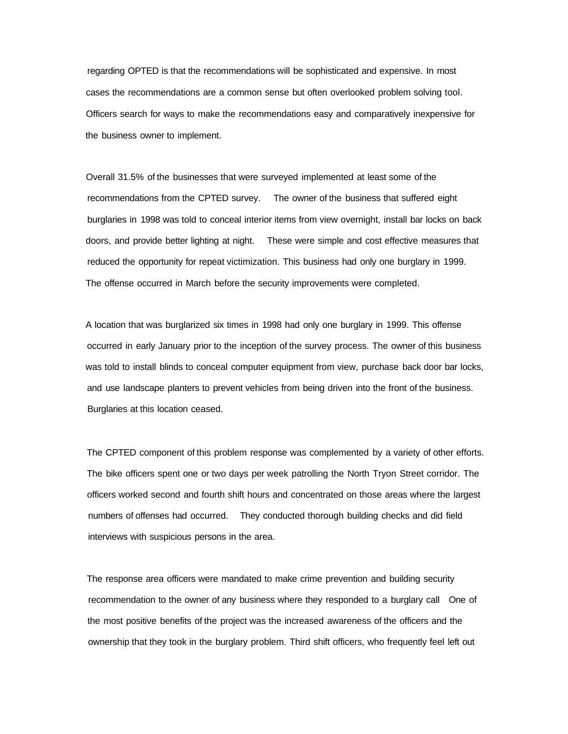regarding OPTED is that the recommendations will be sophisticated and expensive. In most cases the recommendations are a common sense but often overlooked problem solving tool. Officers search for ways to make the recommendations easy and comparatively inexpensive for the business owner to implement.

Overall 31.5% of the businesses that were surveyed implemented at least some of the recommendations from the CPTED survey. The owner of the business that suffered eight burglaries in 1998 was told to conceal interior items from view overnight, install bar locks on back doors, and provide better lighting at night. These were simple and cost effective measures that reduced the opportunity for repeat victimization. This business had only one burglary in 1999. The offense occurred in March before the security improvements were completed.

A location that was burglarized six times in 1998 had only one burglary in 1999. This offense occurred in early January prior to the inception of the survey process. The owner of this business was told to install blinds to conceal computer equipment from view, purchase back door bar locks, and use landscape planters to prevent vehicles from being driven into the front of the business. Burglaries at this location ceased.

The CPTED component of this problem response was complemented by a variety of other efforts. The bike officers spent one or two days per week patrolling the North Tryon Street corridor. The officers worked second and fourth shift hours and concentrated on those areas where the largest numbers of offenses had occurred. They conducted thorough building checks and did field interviews with suspicious persons in the area.

The response area officers were mandated to make crime prevention and building security recommendation to the owner of any business where they responded to a burglary call One of the most positive benefits of the project was the increased awareness of the officers and the ownership that they took in the burglary problem. Third shift officers, who frequently feel left out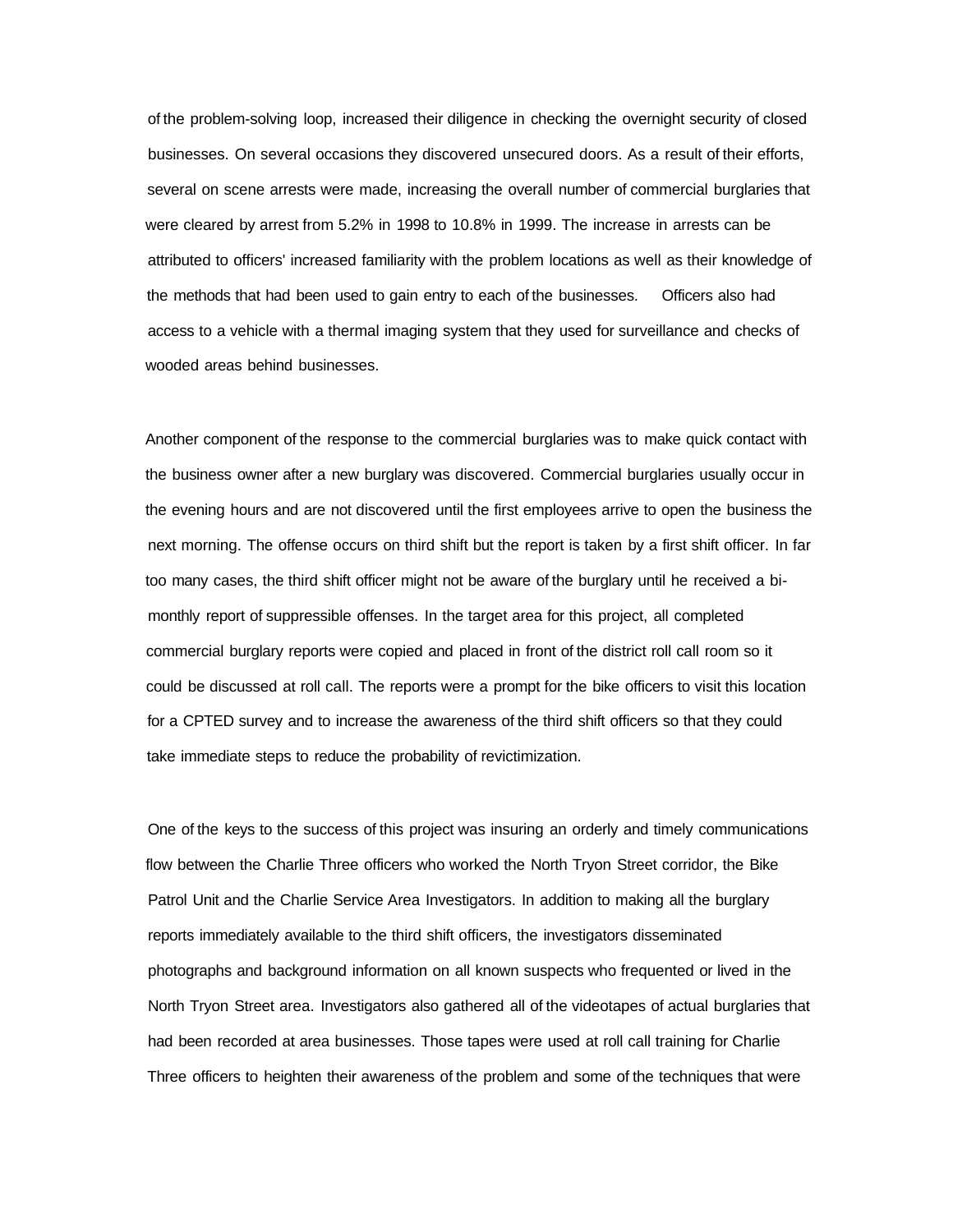of the problem-solving loop, increased their diligence in checking the overnight security of closed businesses. On several occasions they discovered unsecured doors. As a result of their efforts, several on scene arrests were made, increasing the overall number of commercial burglaries that were cleared by arrest from 5.2% in 1998 to 10.8% in 1999. The increase in arrests can be attributed to officers' increased familiarity with the problem locations as well as their knowledge of the methods that had been used to gain entry to each of the businesses. Officers also had access to a vehicle with a thermal imaging system that they used for surveillance and checks of wooded areas behind businesses.

Another component of the response to the commercial burglaries was to make quick contact with the business owner after a new burglary was discovered. Commercial burglaries usually occur in the evening hours and are not discovered until the first employees arrive to open the business the next morning. The offense occurs on third shift but the report is taken by a first shift officer. In far too many cases, the third shift officer might not be aware of the burglary until he received a bi-monthly report of suppressible offenses. In the target area for this project, all completed commercial burglary reports were copied and placed in front of the district roll call room so it could be discussed at roll call. The reports were a prompt for the bike officers to visit this location for a CPTED survey and to increase the awareness of the third shift officers so that they could take immediate steps to reduce the probability of revictimization.

One of the keys to the success of this project was insuring an orderly and timely communications flow between the Charlie Three officers who worked the North Tryon Street corridor, the Bike Patrol Unit and the Charlie Service Area Investigators. In addition to making all the burglary reports immediately available to the third shift officers, the investigators disseminated photographs and background information on all known suspects who frequented or lived in the North Tryon Street area. Investigators also gathered all of the videotapes of actual burglaries that had been recorded at area businesses. Those tapes were used at roll call training for Charlie Three officers to heighten their awareness of the problem and some of the techniques that were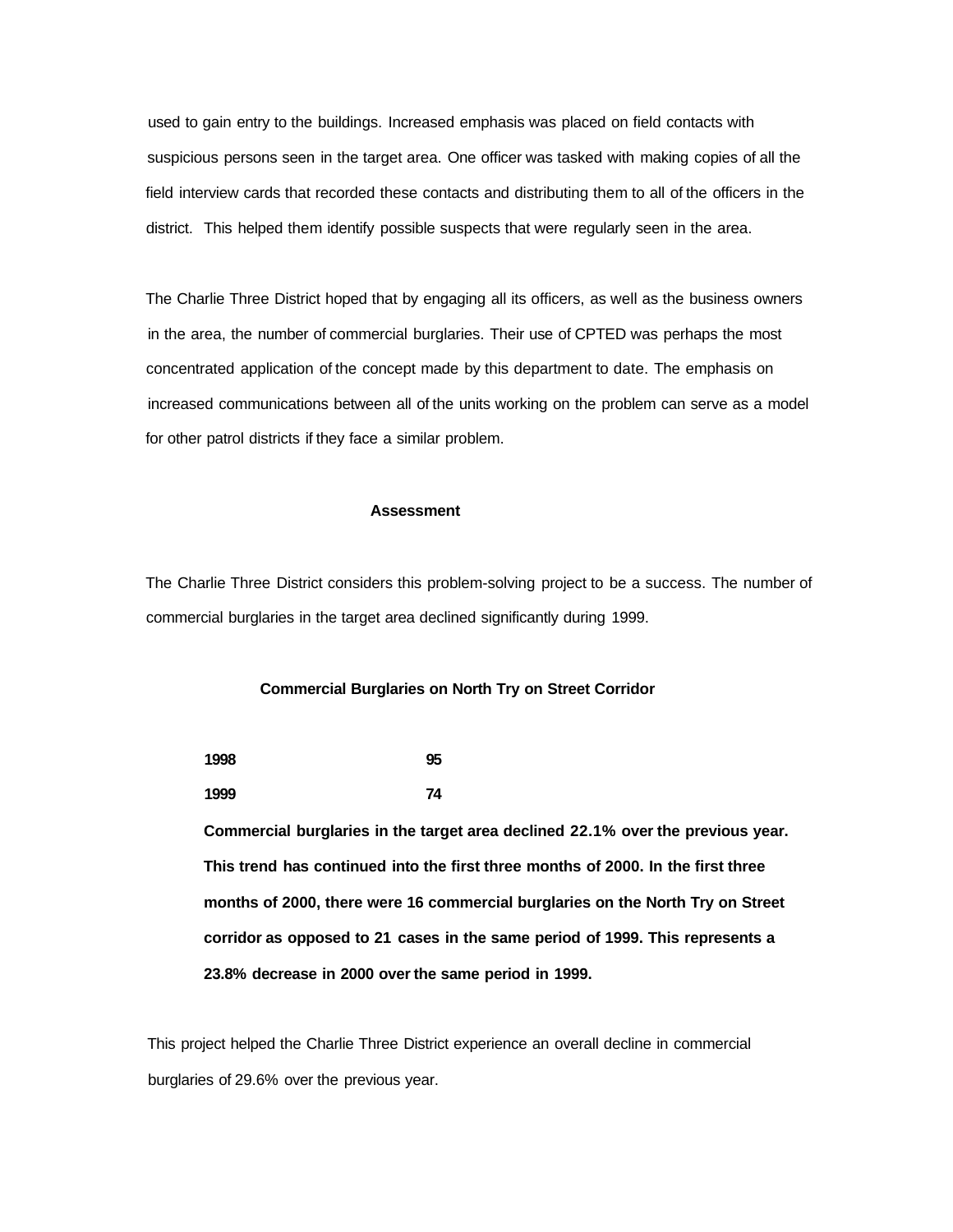used to gain entry to the buildings. Increased emphasis was placed on field contacts with suspicious persons seen in the target area. One officer was tasked with making copies of all the field interview cards that recorded these contacts and distributing them to all of the officers in the district. This helped them identify possible suspects that were regularly seen in the area.

The Charlie Three District hoped that by engaging all its officers, as well as the business owners in the area, the number of commercial burglaries. Their use of CPTED was perhaps the most concentrated application of the concept made by this department to date. The emphasis on increased communications between all of the units working on the problem can serve as a model for other patrol districts if they face a similar problem.

**Assessment**

The Charlie Three District considers this problem-solving project to be a success. The number of commercial burglaries in the target area declined significantly during 1999.

**Commercial Burglaries on North Try on Street Corridor**

| | |
|---|---|
| **1998** | **95** |
| **1999** | **74** |

**Commercial burglaries in the target area declined 22.1% over the previous year. This trend has continued into the first three months of 2000. In the first three months of 2000, there were 16 commercial burglaries on the North Try on Street corridor as opposed to 21 cases in the same period of 1999. This represents a 23.8% decrease in 2000 over the same period in 1999.**

This project helped the Charlie Three District experience an overall decline in commercial burglaries of 29.6% over the previous year.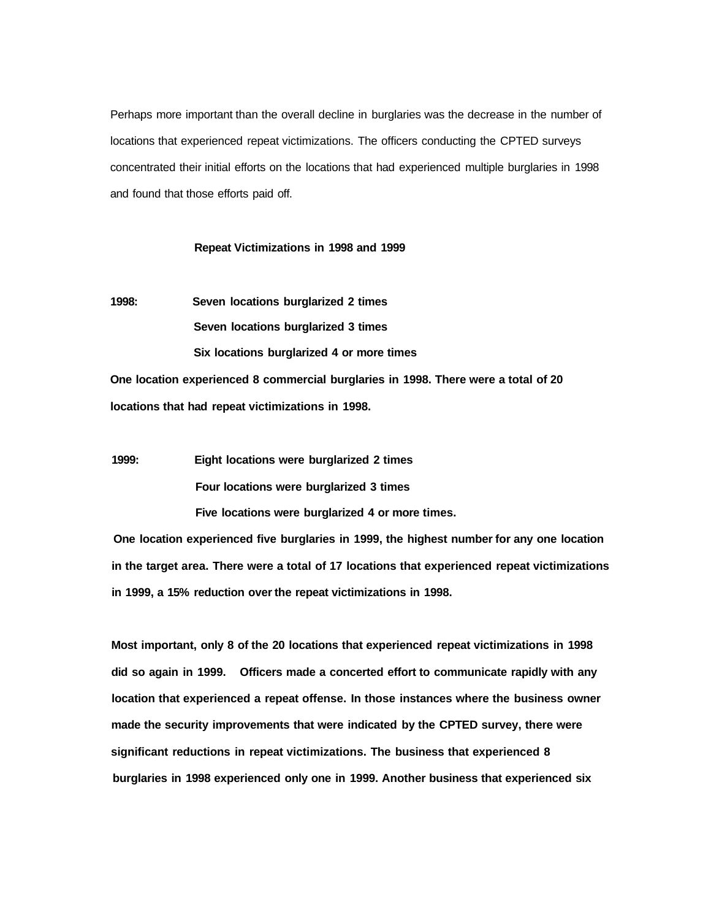Perhaps more important than the overall decline in burglaries was the decrease in the number of locations that experienced repeat victimizations. The officers conducting the CPTED surveys concentrated their initial efforts on the locations that had experienced multiple burglaries in 1998 and found that those efforts paid off.

**Repeat Victimizations in 1998 and 1999**

**1998:** **Seven locations burglarized 2 times**
**Seven locations burglarized 3 times**
**Six locations burglarized 4 or more times**

**One location experienced 8 commercial burglaries in 1998. There were a total of 20 locations that had repeat victimizations in 1998.**

**1999:** **Eight locations were burglarized 2 times**
**Four locations were burglarized 3 times**
**Five locations were burglarized 4 or more times.**

**One location experienced five burglaries in 1999, the highest number for any one location in the target area. There were a total of 17 locations that experienced repeat victimizations in 1999, a 15% reduction over the repeat victimizations in 1998.**

**Most important, only 8 of the 20 locations that experienced repeat victimizations in 1998 did so again in 1999. Officers made a concerted effort to communicate rapidly with any location that experienced a repeat offense. In those instances where the business owner made the security improvements that were indicated by the CPTED survey, there were significant reductions in repeat victimizations. The business that experienced 8 burglaries in 1998 experienced only one in 1999. Another business that experienced six**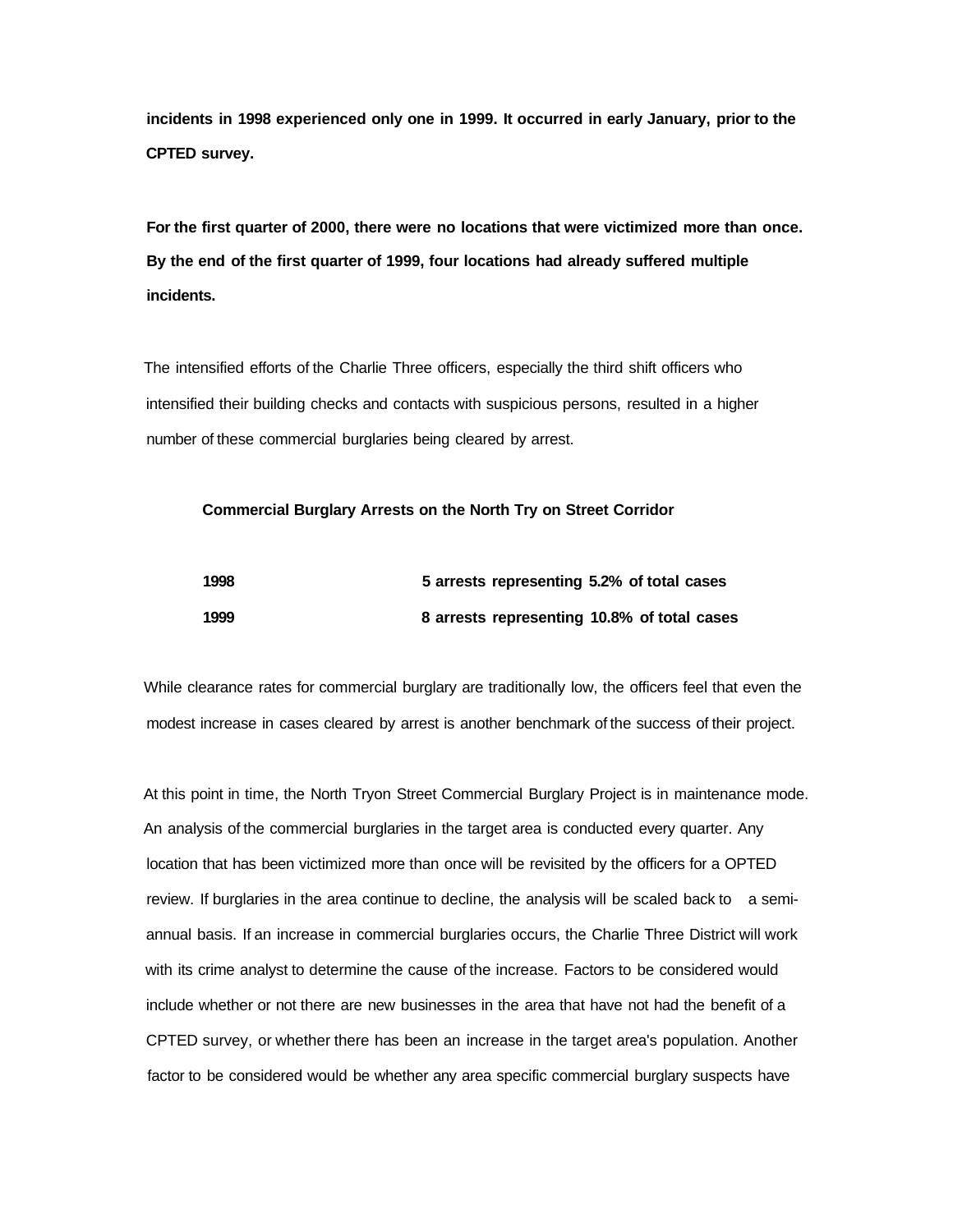**incidents in 1998 experienced only one in 1999. It occurred in early January, prior to the CPTED survey.**

**For the first quarter of 2000, there were no locations that were victimized more than once. By the end of the first quarter of 1999, four locations had already suffered multiple incidents.**

The intensified efforts of the Charlie Three officers, especially the third shift officers who intensified their building checks and contacts with suspicious persons, resulted in a higher number of these commercial burglaries being cleared by arrest.

**Commercial Burglary Arrests on the North Try on Street Corridor**

| | |
|---|---|
| **1998** | **5 arrests representing 5.2% of total cases** |
| **1999** | **8 arrests representing 10.8% of total cases** |

While clearance rates for commercial burglary are traditionally low, the officers feel that even the modest increase in cases cleared by arrest is another benchmark of the success of their project.

At this point in time, the North Tryon Street Commercial Burglary Project is in maintenance mode. An analysis of the commercial burglaries in the target area is conducted every quarter. Any location that has been victimized more than once will be revisited by the officers for a OPTED review. If burglaries in the area continue to decline, the analysis will be scaled back to a semi-annual basis. If an increase in commercial burglaries occurs, the Charlie Three District will work with its crime analyst to determine the cause of the increase. Factors to be considered would include whether or not there are new businesses in the area that have not had the benefit of a CPTED survey, or whether there has been an increase in the target area's population. Another factor to be considered would be whether any area specific commercial burglary suspects have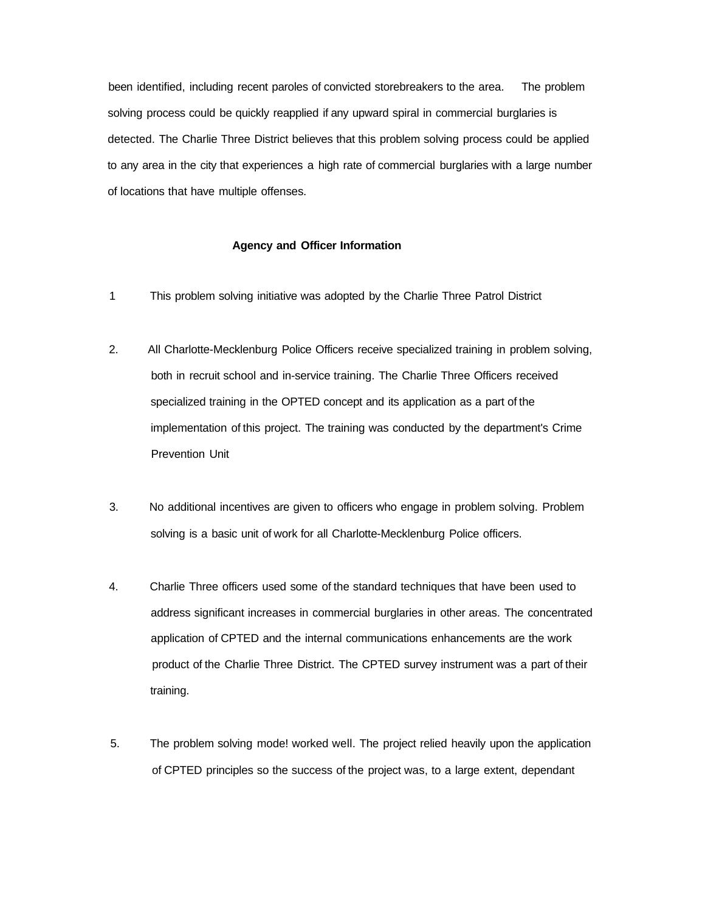been identified, including recent paroles of convicted storebreakers to the area. The problem solving process could be quickly reapplied if any upward spiral in commercial burglaries is detected. The Charlie Three District believes that this problem solving process could be applied to any area in the city that experiences a high rate of commercial burglaries with a large number of locations that have multiple offenses.

## Agency and Officer Information

1 This problem solving initiative was adopted by the Charlie Three Patrol District

2. All Charlotte-Mecklenburg Police Officers receive specialized training in problem solving, both in recruit school and in-service training. The Charlie Three Officers received specialized training in the OPTED concept and its application as a part of the implementation of this project. The training was conducted by the department's Crime Prevention Unit

3. No additional incentives are given to officers who engage in problem solving. Problem solving is a basic unit of work for all Charlotte-Mecklenburg Police officers.

4. Charlie Three officers used some of the standard techniques that have been used to address significant increases in commercial burglaries in other areas. The concentrated application of CPTED and the internal communications enhancements are the work product of the Charlie Three District. The CPTED survey instrument was a part of their training.

5. The problem solving mode! worked well. The project relied heavily upon the application of CPTED principles so the success of the project was, to a large extent, dependant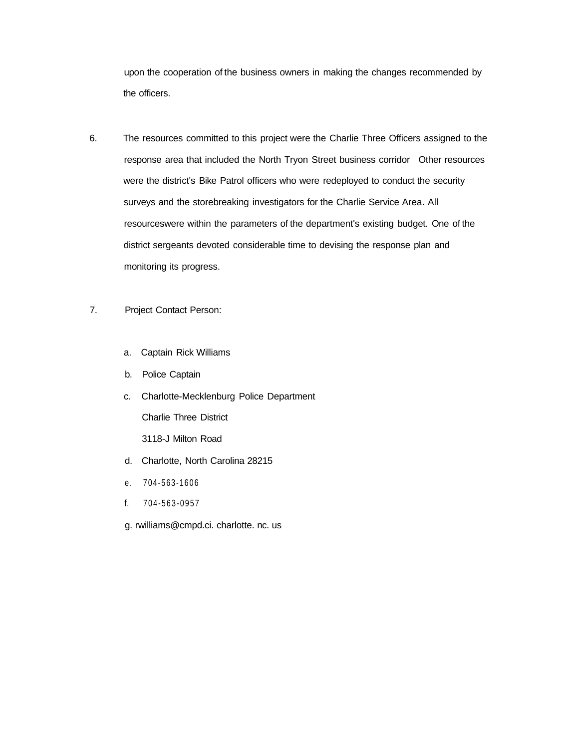upon the cooperation of the business owners in making the changes recommended by the officers.

6. The resources committed to this project were the Charlie Three Officers assigned to the response area that included the North Tryon Street business corridor Other resources were the district's Bike Patrol officers who were redeployed to conduct the security surveys and the storebreaking investigators for the Charlie Service Area. All resourceswere within the parameters of the department's existing budget. One of the district sergeants devoted considerable time to devising the response plan and monitoring its progress.

7. Project Contact Person:

   a. Captain Rick Williams
   b. Police Captain
   c. Charlotte-Mecklenburg Police Department
      Charlie Three District
      3118-J Milton Road
   d. Charlotte, North Carolina 28215
   e. 704-563-1606
   f. 704-563-0957
   g. rwilliams@cmpd.ci. charlotte. nc. us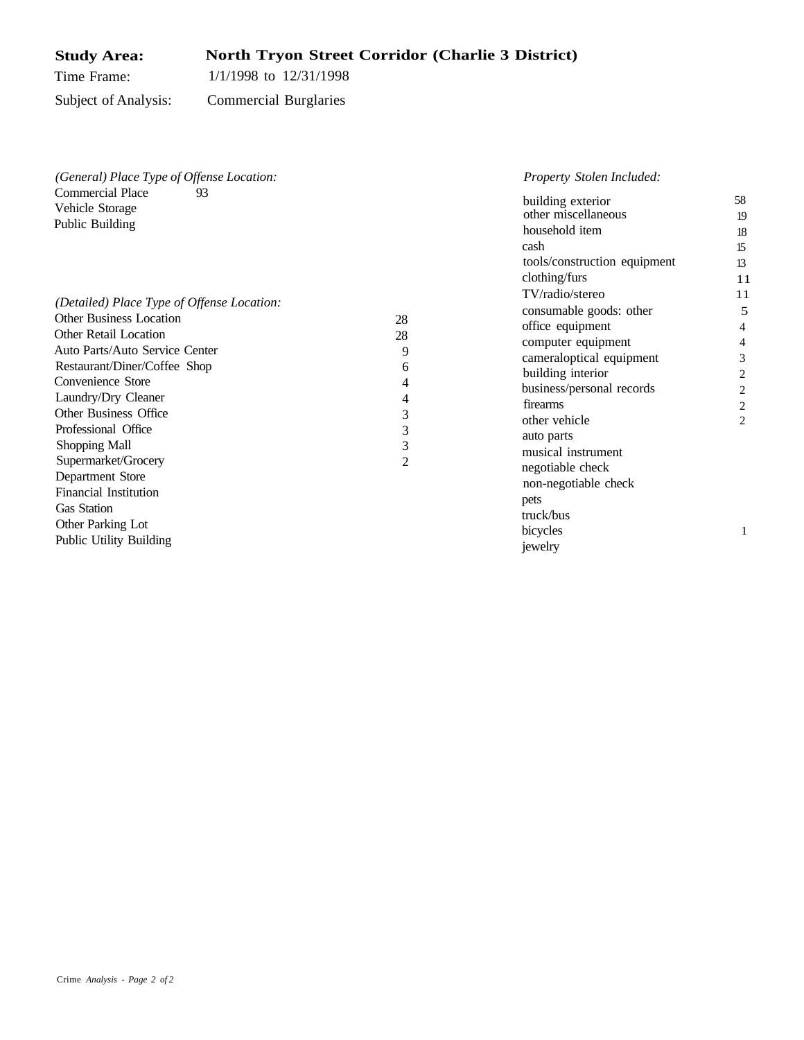**Study Area:** **North Tryon Street Corridor (Charlie 3 District)**

Time Frame: 1/1/1998 to 12/31/1998

Subject of Analysis: Commercial Burglaries

*(General) Place Type of Offense Location:*

| Place Type | Count |
|---|---|
| Commercial Place | 93 |
| Vehicle Storage | |
| Public Building | |

*(Detailed) Place Type of Offense Location:*

| Place Type | Count |
|---|---|
| Other Business Location | 28 |
| Other Retail Location | 28 |
| Auto Parts/Auto Service Center | 9 |
| Restaurant/Diner/Coffee Shop | 6 |
| Convenience Store | 4 |
| Laundry/Dry Cleaner | 4 |
| Other Business Office | 3 |
| Professional Office | 3 |
| Shopping Mall | 3 |
| Supermarket/Grocery | 2 |
| Department Store | |
| Financial Institution | |
| Gas Station | |
| Other Parking Lot | |
| Public Utility Building | |

*Property Stolen Included:*

| Property | Count |
|---|---|
| building exterior | 58 |
| other miscellaneous | 19 |
| household item | 18 |
| cash | 15 |
| tools/construction equipment | 13 |
| clothing/furs | 11 |
| TV/radio/stereo | 11 |
| consumable goods: other | 5 |
| office equipment | 4 |
| computer equipment | 4 |
| cameraloptical equipment | 3 |
| building interior | 2 |
| business/personal records | 2 |
| firearms | 2 |
| other vehicle | 2 |
| auto parts | |
| musical instrument | |
| negotiable check | |
| non-negotiable check | |
| pets | |
| truck/bus | |
| bicycles | 1 |
| jewelry | |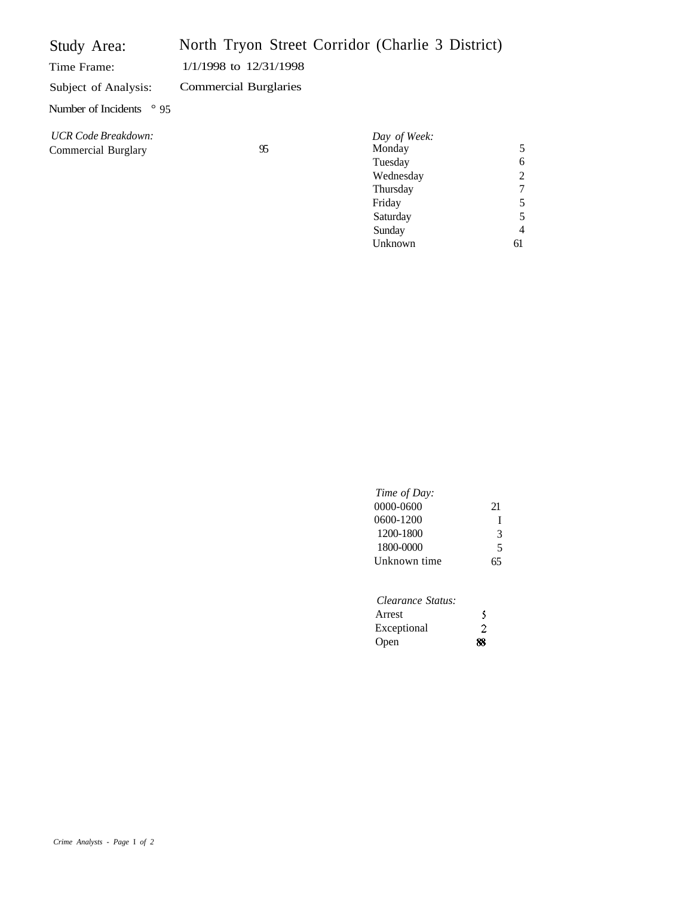| Study Area: | North Tryon Street Corridor (Charlie 3 District) |
|---|---|
| Time Frame: | 1/1/1998 to 12/31/1998 |
| Subject of Analysis: | Commercial Burglaries |
| Number of Incidents | ° 95 |

*UCR Code Breakdown:*

| | |
|---|---|
| Commercial Burglary | 95 |

*Day of Week:*

| | |
|---|---|
| Monday | 5 |
| Tuesday | 6 |
| Wednesday | 2 |
| Thursday | 7 |
| Friday | 5 |
| Saturday | 5 |
| Sunday | 4 |
| Unknown | 61 |

*Time of Day:*

| | |
|---|---|
| 0000-0600 | 21 |
| 0600-1200 | I |
| 1200-1800 | 3 |
| 1800-0000 | 5 |
| Unknown time | 65 |

*Clearance Status:*

| | |
|---|---|
| Arrest | 5 |
| Exceptional | 2 |
| Open | 88 |

*Crime Analysts - Page 1 of 2*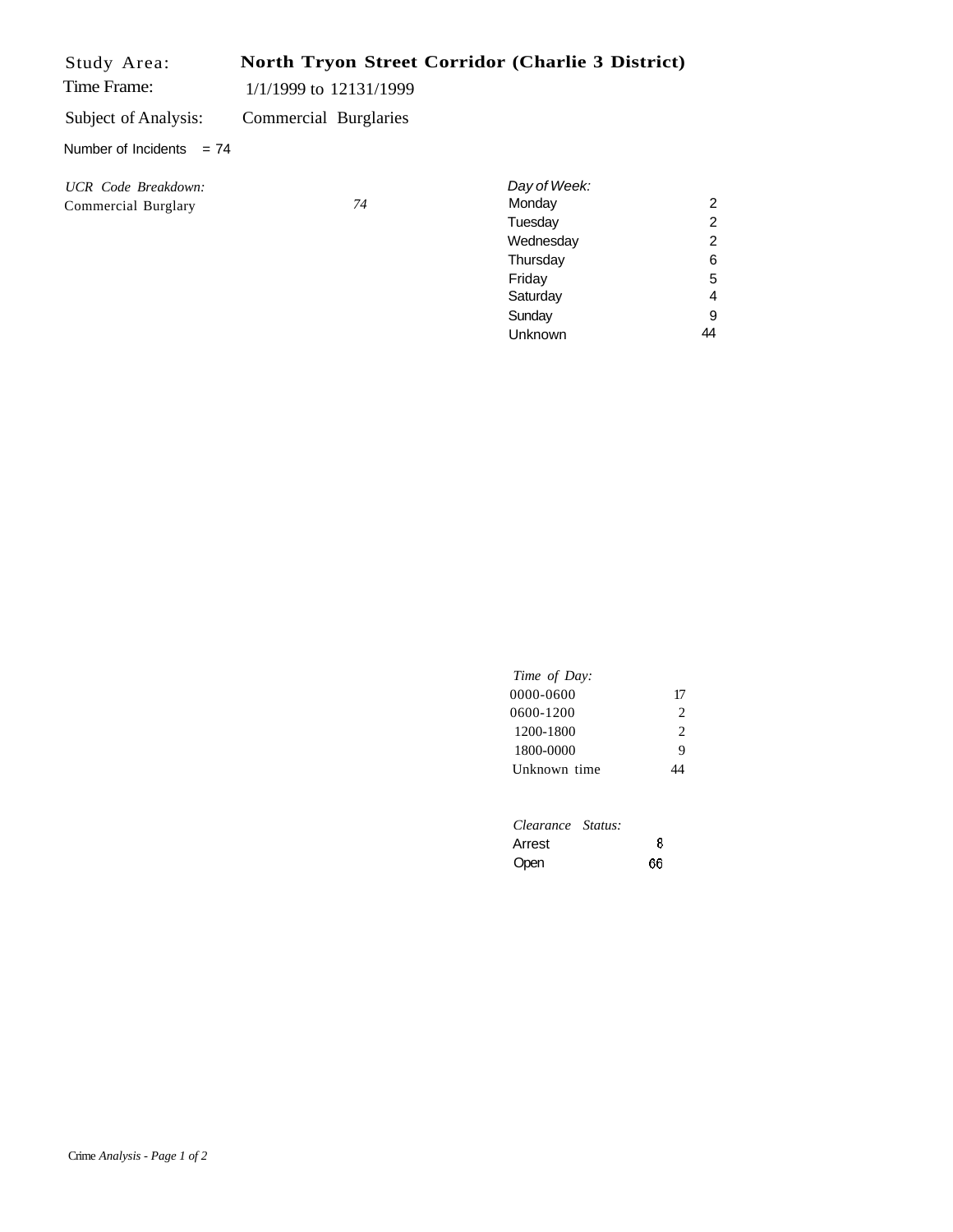Study Area: **North Tryon Street Corridor (Charlie 3 District)**

Time Frame: 1/1/1999 to 12131/1999

Subject of Analysis: Commercial Burglaries

Number of Incidents = 74

| *UCR Code Breakdown:* | |
|---|---|
| Commercial Burglary | *74* |

| *Day of Week:* | |
|---|---|
| Monday | 2 |
| Tuesday | 2 |
| Wednesday | 2 |
| Thursday | 6 |
| Friday | 5 |
| Saturday | 4 |
| Sunday | 9 |
| Unknown | 44 |

| *Time of Day:* | |
|---|---|
| 0000-0600 | 17 |
| 0600-1200 | 2 |
| 1200-1800 | 2 |
| 1800-0000 | 9 |
| Unknown time | 44 |

| *Clearance Status:* | |
|---|---|
| Arrest | 8 |
| Open | 66 |

Crime *Analysis - Page 1 of 2*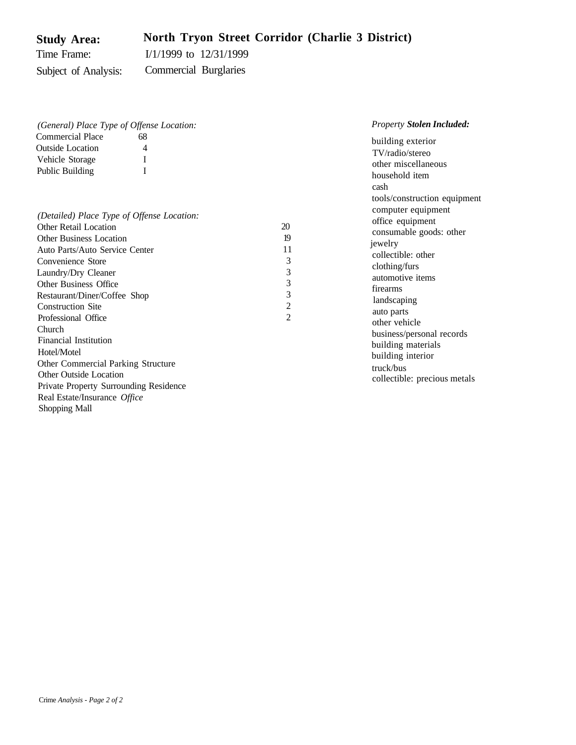**Study Area:** **North Tryon Street Corridor (Charlie 3 District)**
Time Frame: I/1/1999 to 12/31/1999
Subject of Analysis: Commercial Burglaries

*(General) Place Type of Offense Location:*

| | |
|---|---|
| Commercial Place | 68 |
| Outside Location | 4 |
| Vehicle Storage | I |
| Public Building | I |

*(Detailed) Place Type of Offense Location:*

| | |
|---|---|
| Other Retail Location | 20 |
| Other Business Location | 19 |
| Auto Parts/Auto Service Center | 11 |
| Convenience Store | 3 |
| Laundry/Dry Cleaner | 3 |
| Other Business Office | 3 |
| Restaurant/Diner/Coffee Shop | 3 |
| Construction Site | 2 |
| Professional Office | 2 |
| Church | |
| Financial Institution | |
| Hotel/Motel | |
| Other Commercial Parking Structure | |
| Other Outside Location | |
| Private Property Surrounding Residence | |
| Real Estate/Insurance *Office* | |
| Shopping Mall | |

*Property* ***Stolen Included:***

building exterior
TV/radio/stereo
other miscellaneous
household item
cash
tools/construction equipment
computer equipment
office equipment
consumable goods: other
jewelry
collectible: other
clothing/furs
automotive items
firearms
landscaping
auto parts
other vehicle
business/personal records
building materials
building interior
truck/bus
collectible: precious metals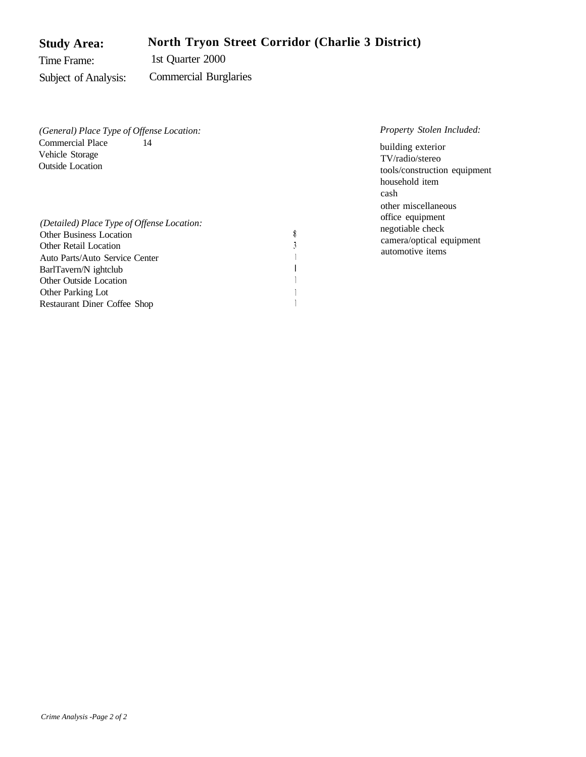**Study Area:** **North Tryon Street Corridor (Charlie 3 District)**

Time Frame: 1st Quarter 2000

Subject of Analysis: Commercial Burglaries

*(General) Place Type of Offense Location:*

| | |
|---|---|
| Commercial Place | 14 |
| Vehicle Storage | |
| Outside Location | |

*(Detailed) Place Type of Offense Location:*

| | |
|---|---|
| Other Business Location | 8 |
| Other Retail Location | 3 |
| Auto Parts/Auto Service Center | 1 |
| BarlTavern/N ightclub | 1 |
| Other Outside Location | 1 |
| Other Parking Lot | 1 |
| Restaurant Diner Coffee Shop | 1 |

*Property Stolen Included:*

building exterior
TV/radio/stereo
tools/construction equipment
household item
cash
other miscellaneous
office equipment
negotiable check
camera/optical equipment
automotive items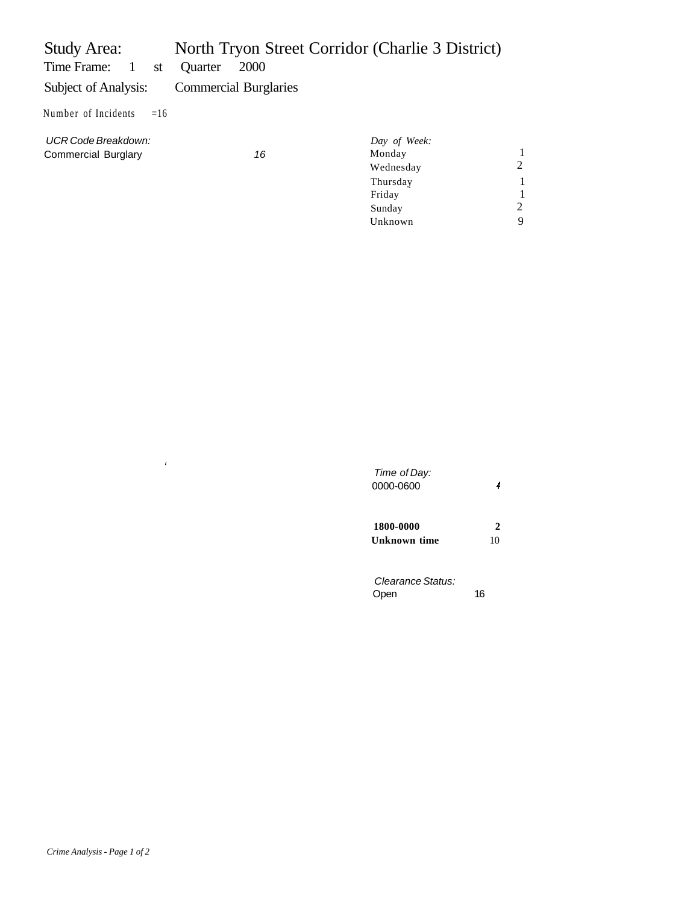Study Area: North Tryon Street Corridor (Charlie 3 District)

Time Frame: 1st Quarter 2000

Subject of Analysis: Commercial Burglaries

Number of Incidents =16

*UCR Code Breakdown:*

| | |
|---|---|
| Commercial Burglary | *16* |

*Day of Week:*

| | |
|---|---|
| Monday | 1 |
| Wednesday | 2 |
| Thursday | 1 |
| Friday | 1 |
| Sunday | 2 |
| Unknown | 9 |

*Time of Day:*

| | |
|---|---|
| 0000-0600 | 4 |
| **1800-0000** | **2** |
| **Unknown time** | 10 |

*Clearance Status:*

| | |
|---|---|
| Open | 16 |

*Crime Analysis - Page 1 of 2*